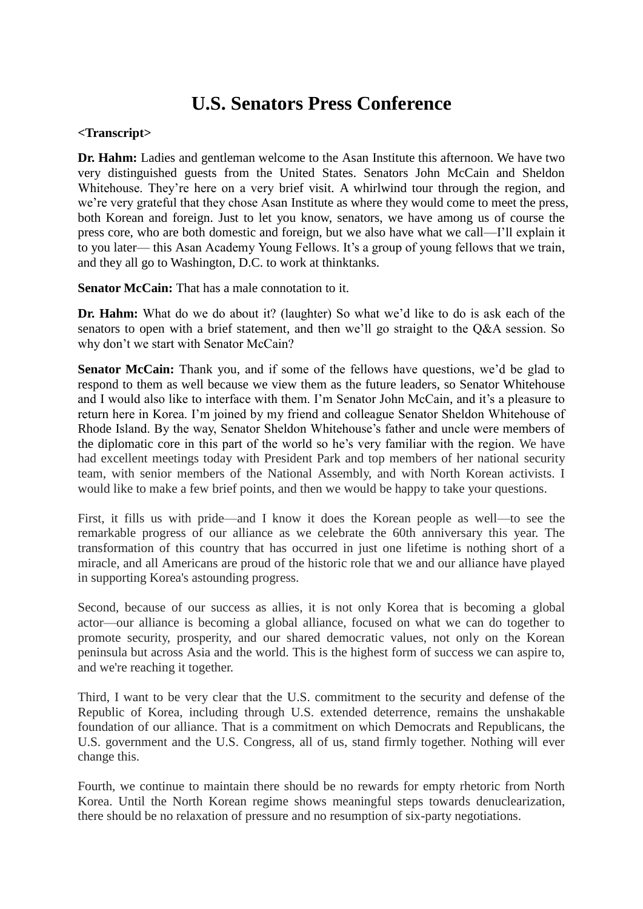# U.S. Senators Press Conference

**<Transcript>**

**Dr. Hahm:** Ladies and gentleman welcome to the Asan Institute this afternoon. We have two very distinguished guests from the United States. Senators John McCain and Sheldon Whitehouse. They're here on a very brief visit. A whirlwind tour through the region, and we're very grateful that they chose Asan Institute as where they would come to meet the press, both Korean and foreign. Just to let you know, senators, we have among us of course the press core, who are both domestic and foreign, but we also have what we call—I'll explain it to you later— this Asan Academy Young Fellows. It's a group of young fellows that we train, and they all go to Washington, D.C. to work at thinktanks.

**Senator McCain:** That has a male connotation to it.

**Dr. Hahm:** What do we do about it? (laughter) So what we'd like to do is ask each of the senators to open with a brief statement, and then we'll go straight to the Q&A session. So why don't we start with Senator McCain?

**Senator McCain:** Thank you, and if some of the fellows have questions, we'd be glad to respond to them as well because we view them as the future leaders, so Senator Whitehouse and I would also like to interface with them. I'm Senator John McCain, and it's a pleasure to return here in Korea. I'm joined by my friend and colleague Senator Sheldon Whitehouse of Rhode Island. By the way, Senator Sheldon Whitehouse's father and uncle were members of the diplomatic core in this part of the world so he's very familiar with the region. We have had excellent meetings today with President Park and top members of her national security team, with senior members of the National Assembly, and with North Korean activists. I would like to make a few brief points, and then we would be happy to take your questions.

First, it fills us with pride—and I know it does the Korean people as well—to see the remarkable progress of our alliance as we celebrate the 60th anniversary this year. The transformation of this country that has occurred in just one lifetime is nothing short of a miracle, and all Americans are proud of the historic role that we and our alliance have played in supporting Korea's astounding progress.

Second, because of our success as allies, it is not only Korea that is becoming a global actor—our alliance is becoming a global alliance, focused on what we can do together to promote security, prosperity, and our shared democratic values, not only on the Korean peninsula but across Asia and the world. This is the highest form of success we can aspire to, and we're reaching it together.

Third, I want to be very clear that the U.S. commitment to the security and defense of the Republic of Korea, including through U.S. extended deterrence, remains the unshakable foundation of our alliance. That is a commitment on which Democrats and Republicans, the U.S. government and the U.S. Congress, all of us, stand firmly together. Nothing will ever change this.

Fourth, we continue to maintain there should be no rewards for empty rhetoric from North Korea. Until the North Korean regime shows meaningful steps towards denuclearization, there should be no relaxation of pressure and no resumption of six-party negotiations.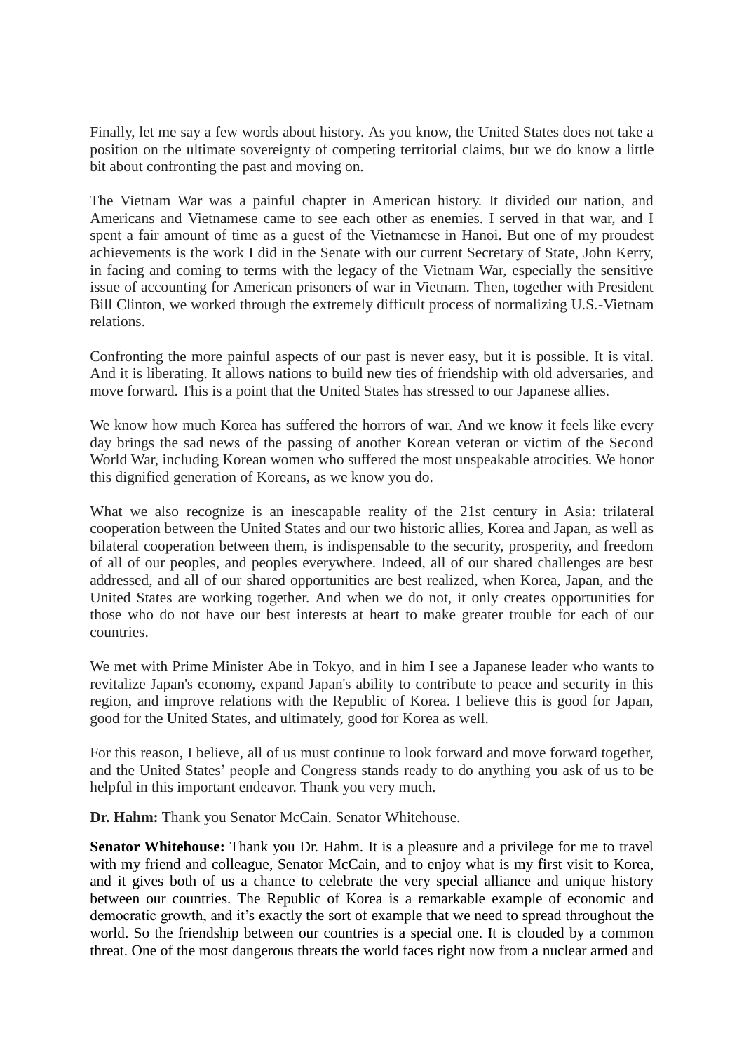Finally, let me say a few words about history. As you know, the United States does not take a position on the ultimate sovereignty of competing territorial claims, but we do know a little bit about confronting the past and moving on.

The Vietnam War was a painful chapter in American history. It divided our nation, and Americans and Vietnamese came to see each other as enemies. I served in that war, and I spent a fair amount of time as a guest of the Vietnamese in Hanoi. But one of my proudest achievements is the work I did in the Senate with our current Secretary of State, John Kerry, in facing and coming to terms with the legacy of the Vietnam War, especially the sensitive issue of accounting for American prisoners of war in Vietnam. Then, together with President Bill Clinton, we worked through the extremely difficult process of normalizing U.S.-Vietnam relations.

Confronting the more painful aspects of our past is never easy, but it is possible. It is vital. And it is liberating. It allows nations to build new ties of friendship with old adversaries, and move forward. This is a point that the United States has stressed to our Japanese allies.

We know how much Korea has suffered the horrors of war. And we know it feels like every day brings the sad news of the passing of another Korean veteran or victim of the Second World War, including Korean women who suffered the most unspeakable atrocities. We honor this dignified generation of Koreans, as we know you do.

What we also recognize is an inescapable reality of the 21st century in Asia: trilateral cooperation between the United States and our two historic allies, Korea and Japan, as well as bilateral cooperation between them, is indispensable to the security, prosperity, and freedom of all of our peoples, and peoples everywhere. Indeed, all of our shared challenges are best addressed, and all of our shared opportunities are best realized, when Korea, Japan, and the United States are working together. And when we do not, it only creates opportunities for those who do not have our best interests at heart to make greater trouble for each of our countries.

We met with Prime Minister Abe in Tokyo, and in him I see a Japanese leader who wants to revitalize Japan's economy, expand Japan's ability to contribute to peace and security in this region, and improve relations with the Republic of Korea. I believe this is good for Japan, good for the United States, and ultimately, good for Korea as well.

For this reason, I believe, all of us must continue to look forward and move forward together, and the United States' people and Congress stands ready to do anything you ask of us to be helpful in this important endeavor. Thank you very much.

**Dr. Hahm:** Thank you Senator McCain. Senator Whitehouse.

**Senator Whitehouse:** Thank you Dr. Hahm. It is a pleasure and a privilege for me to travel with my friend and colleague, Senator McCain, and to enjoy what is my first visit to Korea, and it gives both of us a chance to celebrate the very special alliance and unique history between our countries. The Republic of Korea is a remarkable example of economic and democratic growth, and it's exactly the sort of example that we need to spread throughout the world. So the friendship between our countries is a special one. It is clouded by a common threat. One of the most dangerous threats the world faces right now from a nuclear armed and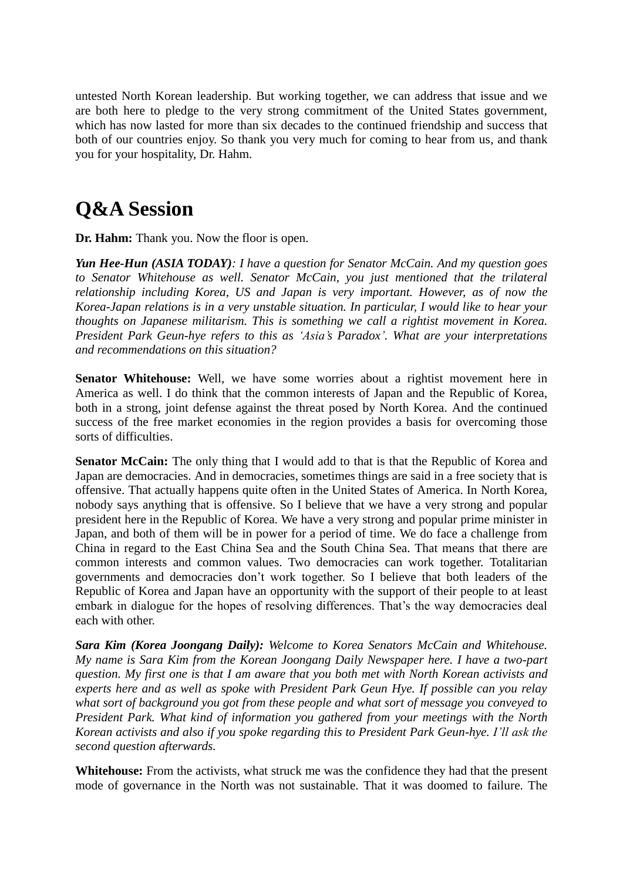untested North Korean leadership. But working together, we can address that issue and we are both here to pledge to the very strong commitment of the United States government, which has now lasted for more than six decades to the continued friendship and success that both of our countries enjoy. So thank you very much for coming to hear from us, and thank you for your hospitality, Dr. Hahm.

# Q&A Session

**Dr. Hahm:** Thank you. Now the floor is open.

***Yun Hee-Hun (ASIA TODAY)****: I have a question for Senator McCain. And my question goes to Senator Whitehouse as well. Senator McCain, you just mentioned that the trilateral relationship including Korea, US and Japan is very important. However, as of now the Korea-Japan relations is in a very unstable situation. In particular, I would like to hear your thoughts on Japanese militarism. This is something we call a rightist movement in Korea. President Park Geun-hye refers to this as 'Asia's Paradox'. What are your interpretations and recommendations on this situation?*

**Senator Whitehouse:** Well, we have some worries about a rightist movement here in America as well. I do think that the common interests of Japan and the Republic of Korea, both in a strong, joint defense against the threat posed by North Korea. And the continued success of the free market economies in the region provides a basis for overcoming those sorts of difficulties.

**Senator McCain:** The only thing that I would add to that is that the Republic of Korea and Japan are democracies. And in democracies, sometimes things are said in a free society that is offensive. That actually happens quite often in the United States of America. In North Korea, nobody says anything that is offensive. So I believe that we have a very strong and popular president here in the Republic of Korea. We have a very strong and popular prime minister in Japan, and both of them will be in power for a period of time. We do face a challenge from China in regard to the East China Sea and the South China Sea. That means that there are common interests and common values. Two democracies can work together. Totalitarian governments and democracies don't work together. So I believe that both leaders of the Republic of Korea and Japan have an opportunity with the support of their people to at least embark in dialogue for the hopes of resolving differences. That's the way democracies deal each with other.

***Sara Kim (Korea Joongang Daily):*** *Welcome to Korea Senators McCain and Whitehouse. My name is Sara Kim from the Korean Joongang Daily Newspaper here. I have a two-part question. My first one is that I am aware that you both met with North Korean activists and experts here and as well as spoke with President Park Geun Hye. If possible can you relay what sort of background you got from these people and what sort of message you conveyed to President Park. What kind of information you gathered from your meetings with the North Korean activists and also if you spoke regarding this to President Park Geun-hye. I'll ask the second question afterwards.*

**Whitehouse:** From the activists, what struck me was the confidence they had that the present mode of governance in the North was not sustainable. That it was doomed to failure. The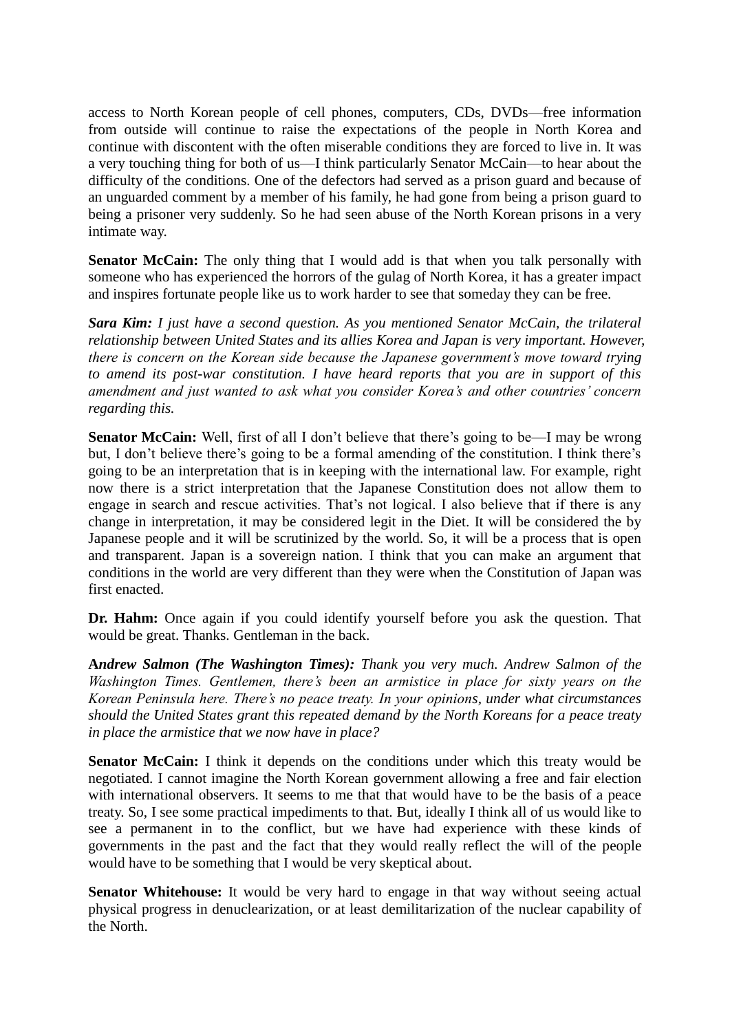access to North Korean people of cell phones, computers, CDs, DVDs—free information from outside will continue to raise the expectations of the people in North Korea and continue with discontent with the often miserable conditions they are forced to live in. It was a very touching thing for both of us—I think particularly Senator McCain—to hear about the difficulty of the conditions. One of the defectors had served as a prison guard and because of an unguarded comment by a member of his family, he had gone from being a prison guard to being a prisoner very suddenly. So he had seen abuse of the North Korean prisons in a very intimate way.

**Senator McCain:** The only thing that I would add is that when you talk personally with someone who has experienced the horrors of the gulag of North Korea, it has a greater impact and inspires fortunate people like us to work harder to see that someday they can be free.

***Sara Kim:*** *I just have a second question. As you mentioned Senator McCain, the trilateral relationship between United States and its allies Korea and Japan is very important. However, there is concern on the Korean side because the Japanese government's move toward trying to amend its post-war constitution. I have heard reports that you are in support of this amendment and just wanted to ask what you consider Korea's and other countries' concern regarding this.*

**Senator McCain:** Well, first of all I don't believe that there's going to be—I may be wrong but, I don't believe there's going to be a formal amending of the constitution. I think there's going to be an interpretation that is in keeping with the international law. For example, right now there is a strict interpretation that the Japanese Constitution does not allow them to engage in search and rescue activities. That's not logical. I also believe that if there is any change in interpretation, it may be considered legit in the Diet. It will be considered the by Japanese people and it will be scrutinized by the world. So, it will be a process that is open and transparent. Japan is a sovereign nation. I think that you can make an argument that conditions in the world are very different than they were when the Constitution of Japan was first enacted.

**Dr. Hahm:** Once again if you could identify yourself before you ask the question. That would be great. Thanks. Gentleman in the back.

***Andrew Salmon (The Washington Times):*** *Thank you very much. Andrew Salmon of the Washington Times. Gentlemen, there's been an armistice in place for sixty years on the Korean Peninsula here. There's no peace treaty. In your opinions, under what circumstances should the United States grant this repeated demand by the North Koreans for a peace treaty in place the armistice that we now have in place?*

**Senator McCain:** I think it depends on the conditions under which this treaty would be negotiated. I cannot imagine the North Korean government allowing a free and fair election with international observers. It seems to me that that would have to be the basis of a peace treaty. So, I see some practical impediments to that. But, ideally I think all of us would like to see a permanent in to the conflict, but we have had experience with these kinds of governments in the past and the fact that they would really reflect the will of the people would have to be something that I would be very skeptical about.

**Senator Whitehouse:** It would be very hard to engage in that way without seeing actual physical progress in denuclearization, or at least demilitarization of the nuclear capability of the North.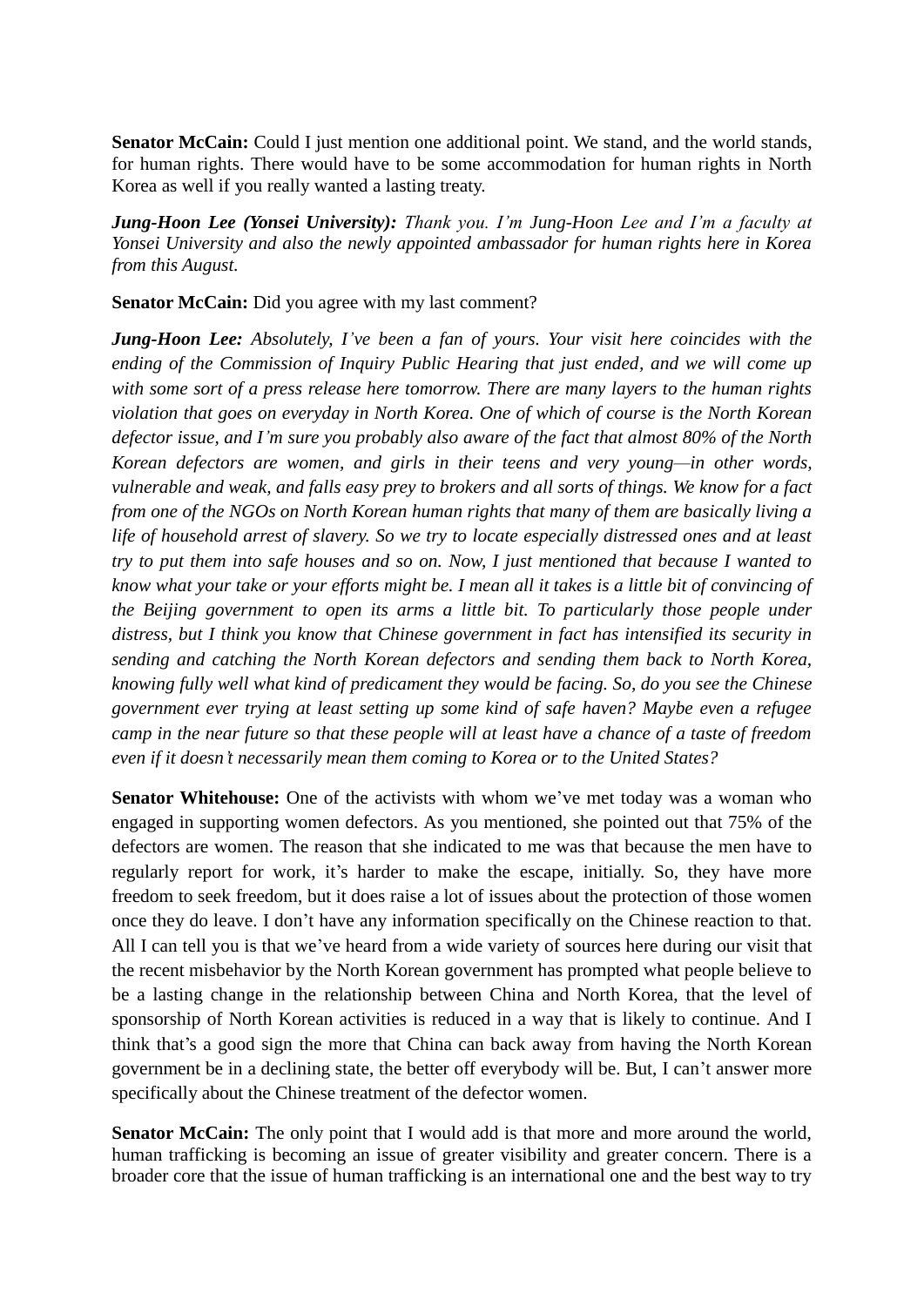**Senator McCain:** Could I just mention one additional point. We stand, and the world stands, for human rights. There would have to be some accommodation for human rights in North Korea as well if you really wanted a lasting treaty.

***Jung-Hoon Lee (Yonsei University):*** *Thank you. I'm Jung-Hoon Lee and I'm a faculty at Yonsei University and also the newly appointed ambassador for human rights here in Korea from this August.*

**Senator McCain:** Did you agree with my last comment?

***Jung-Hoon Lee:*** *Absolutely, I've been a fan of yours. Your visit here coincides with the ending of the Commission of Inquiry Public Hearing that just ended, and we will come up with some sort of a press release here tomorrow. There are many layers to the human rights violation that goes on everyday in North Korea. One of which of course is the North Korean defector issue, and I'm sure you probably also aware of the fact that almost 80% of the North Korean defectors are women, and girls in their teens and very young—in other words, vulnerable and weak, and falls easy prey to brokers and all sorts of things. We know for a fact from one of the NGOs on North Korean human rights that many of them are basically living a life of household arrest of slavery. So we try to locate especially distressed ones and at least try to put them into safe houses and so on. Now, I just mentioned that because I wanted to know what your take or your efforts might be. I mean all it takes is a little bit of convincing of the Beijing government to open its arms a little bit. To particularly those people under distress, but I think you know that Chinese government in fact has intensified its security in sending and catching the North Korean defectors and sending them back to North Korea, knowing fully well what kind of predicament they would be facing. So, do you see the Chinese government ever trying at least setting up some kind of safe haven? Maybe even a refugee camp in the near future so that these people will at least have a chance of a taste of freedom even if it doesn't necessarily mean them coming to Korea or to the United States?*

**Senator Whitehouse:** One of the activists with whom we've met today was a woman who engaged in supporting women defectors. As you mentioned, she pointed out that 75% of the defectors are women. The reason that she indicated to me was that because the men have to regularly report for work, it's harder to make the escape, initially. So, they have more freedom to seek freedom, but it does raise a lot of issues about the protection of those women once they do leave. I don't have any information specifically on the Chinese reaction to that. All I can tell you is that we've heard from a wide variety of sources here during our visit that the recent misbehavior by the North Korean government has prompted what people believe to be a lasting change in the relationship between China and North Korea, that the level of sponsorship of North Korean activities is reduced in a way that is likely to continue. And I think that's a good sign the more that China can back away from having the North Korean government be in a declining state, the better off everybody will be. But, I can't answer more specifically about the Chinese treatment of the defector women.

**Senator McCain:** The only point that I would add is that more and more around the world, human trafficking is becoming an issue of greater visibility and greater concern. There is a broader core that the issue of human trafficking is an international one and the best way to try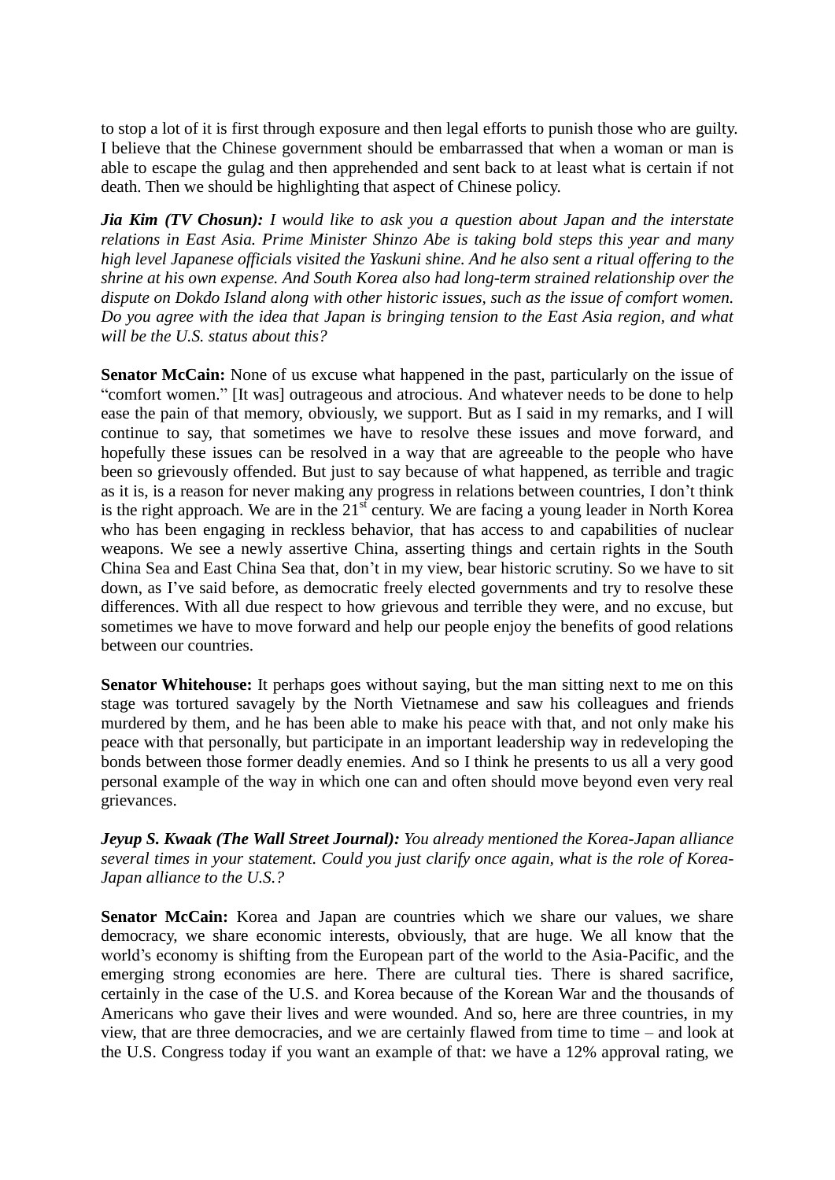to stop a lot of it is first through exposure and then legal efforts to punish those who are guilty. I believe that the Chinese government should be embarrassed that when a woman or man is able to escape the gulag and then apprehended and sent back to at least what is certain if not death. Then we should be highlighting that aspect of Chinese policy.

***Jia Kim (TV Chosun):*** *I would like to ask you a question about Japan and the interstate relations in East Asia. Prime Minister Shinzo Abe is taking bold steps this year and many high level Japanese officials visited the Yaskuni shine. And he also sent a ritual offering to the shrine at his own expense. And South Korea also had long-term strained relationship over the dispute on Dokdo Island along with other historic issues, such as the issue of comfort women. Do you agree with the idea that Japan is bringing tension to the East Asia region, and what will be the U.S. status about this?*

**Senator McCain:** None of us excuse what happened in the past, particularly on the issue of "comfort women." [It was] outrageous and atrocious. And whatever needs to be done to help ease the pain of that memory, obviously, we support. But as I said in my remarks, and I will continue to say, that sometimes we have to resolve these issues and move forward, and hopefully these issues can be resolved in a way that are agreeable to the people who have been so grievously offended. But just to say because of what happened, as terrible and tragic as it is, is a reason for never making any progress in relations between countries, I don't think is the right approach. We are in the 21st century. We are facing a young leader in North Korea who has been engaging in reckless behavior, that has access to and capabilities of nuclear weapons. We see a newly assertive China, asserting things and certain rights in the South China Sea and East China Sea that, don't in my view, bear historic scrutiny. So we have to sit down, as I've said before, as democratic freely elected governments and try to resolve these differences. With all due respect to how grievous and terrible they were, and no excuse, but sometimes we have to move forward and help our people enjoy the benefits of good relations between our countries.

**Senator Whitehouse:** It perhaps goes without saying, but the man sitting next to me on this stage was tortured savagely by the North Vietnamese and saw his colleagues and friends murdered by them, and he has been able to make his peace with that, and not only make his peace with that personally, but participate in an important leadership way in redeveloping the bonds between those former deadly enemies. And so I think he presents to us all a very good personal example of the way in which one can and often should move beyond even very real grievances.

***Jeyup S. Kwaak (The Wall Street Journal):*** *You already mentioned the Korea-Japan alliance several times in your statement. Could you just clarify once again, what is the role of Korea-Japan alliance to the U.S.?*

**Senator McCain:** Korea and Japan are countries which we share our values, we share democracy, we share economic interests, obviously, that are huge. We all know that the world's economy is shifting from the European part of the world to the Asia-Pacific, and the emerging strong economies are here. There are cultural ties. There is shared sacrifice, certainly in the case of the U.S. and Korea because of the Korean War and the thousands of Americans who gave their lives and were wounded. And so, here are three countries, in my view, that are three democracies, and we are certainly flawed from time to time – and look at the U.S. Congress today if you want an example of that: we have a 12% approval rating, we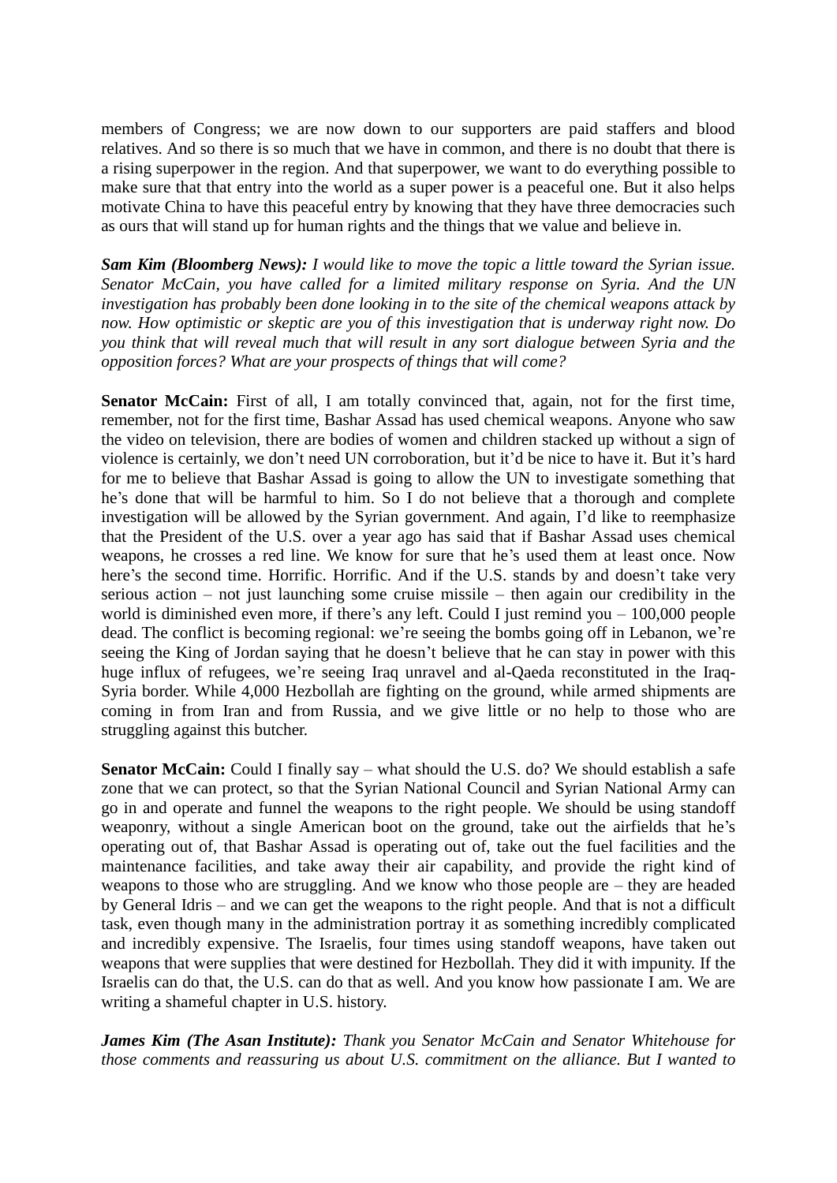members of Congress; we are now down to our supporters are paid staffers and blood relatives. And so there is so much that we have in common, and there is no doubt that there is a rising superpower in the region. And that superpower, we want to do everything possible to make sure that that entry into the world as a super power is a peaceful one. But it also helps motivate China to have this peaceful entry by knowing that they have three democracies such as ours that will stand up for human rights and the things that we value and believe in.

***Sam Kim (Bloomberg News):*** *I would like to move the topic a little toward the Syrian issue. Senator McCain, you have called for a limited military response on Syria. And the UN investigation has probably been done looking in to the site of the chemical weapons attack by now. How optimistic or skeptic are you of this investigation that is underway right now. Do you think that will reveal much that will result in any sort dialogue between Syria and the opposition forces? What are your prospects of things that will come?*

**Senator McCain:** First of all, I am totally convinced that, again, not for the first time, remember, not for the first time, Bashar Assad has used chemical weapons. Anyone who saw the video on television, there are bodies of women and children stacked up without a sign of violence is certainly, we don't need UN corroboration, but it'd be nice to have it. But it's hard for me to believe that Bashar Assad is going to allow the UN to investigate something that he's done that will be harmful to him. So I do not believe that a thorough and complete investigation will be allowed by the Syrian government. And again, I'd like to reemphasize that the President of the U.S. over a year ago has said that if Bashar Assad uses chemical weapons, he crosses a red line. We know for sure that he's used them at least once. Now here's the second time. Horrific. Horrific. And if the U.S. stands by and doesn't take very serious action – not just launching some cruise missile – then again our credibility in the world is diminished even more, if there's any left. Could I just remind you – 100,000 people dead. The conflict is becoming regional: we're seeing the bombs going off in Lebanon, we're seeing the King of Jordan saying that he doesn't believe that he can stay in power with this huge influx of refugees, we're seeing Iraq unravel and al-Qaeda reconstituted in the Iraq-Syria border. While 4,000 Hezbollah are fighting on the ground, while armed shipments are coming in from Iran and from Russia, and we give little or no help to those who are struggling against this butcher.

**Senator McCain:** Could I finally say – what should the U.S. do? We should establish a safe zone that we can protect, so that the Syrian National Council and Syrian National Army can go in and operate and funnel the weapons to the right people. We should be using standoff weaponry, without a single American boot on the ground, take out the airfields that he's operating out of, that Bashar Assad is operating out of, take out the fuel facilities and the maintenance facilities, and take away their air capability, and provide the right kind of weapons to those who are struggling. And we know who those people are – they are headed by General Idris – and we can get the weapons to the right people. And that is not a difficult task, even though many in the administration portray it as something incredibly complicated and incredibly expensive. The Israelis, four times using standoff weapons, have taken out weapons that were supplies that were destined for Hezbollah. They did it with impunity. If the Israelis can do that, the U.S. can do that as well. And you know how passionate I am. We are writing a shameful chapter in U.S. history.

***James Kim (The Asan Institute):*** *Thank you Senator McCain and Senator Whitehouse for those comments and reassuring us about U.S. commitment on the alliance. But I wanted to*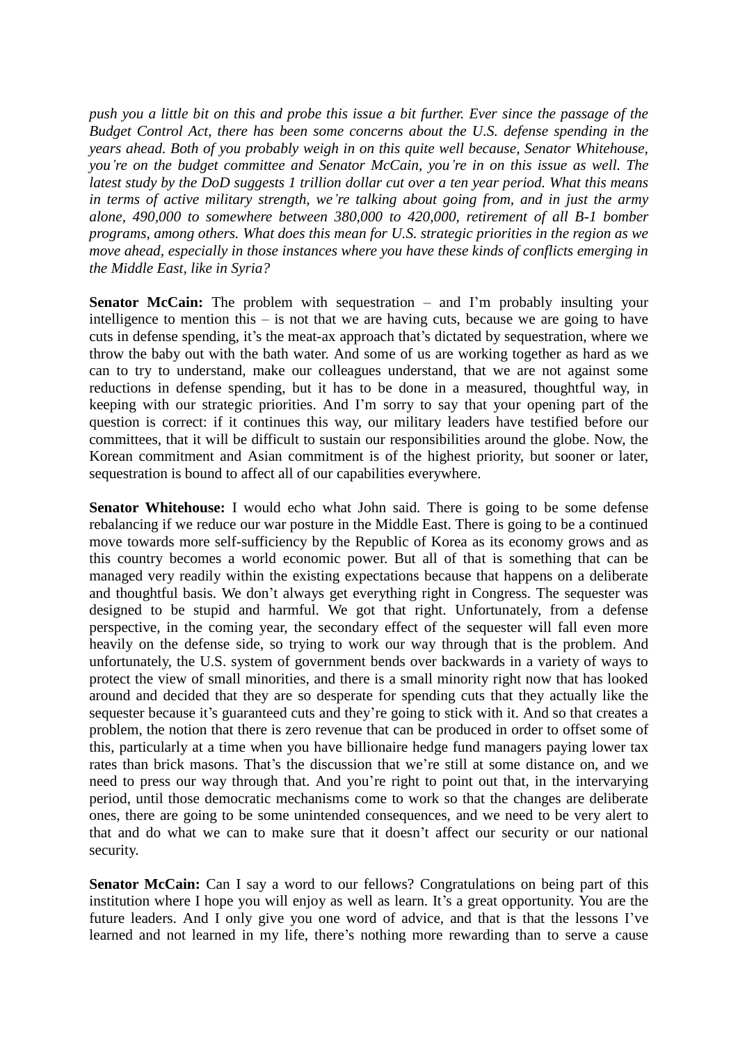*push you a little bit on this and probe this issue a bit further. Ever since the passage of the Budget Control Act, there has been some concerns about the U.S. defense spending in the years ahead. Both of you probably weigh in on this quite well because, Senator Whitehouse, you're on the budget committee and Senator McCain, you're in on this issue as well. The latest study by the DoD suggests 1 trillion dollar cut over a ten year period. What this means in terms of active military strength, we're talking about going from, and in just the army alone, 490,000 to somewhere between 380,000 to 420,000, retirement of all B-1 bomber programs, among others. What does this mean for U.S. strategic priorities in the region as we move ahead, especially in those instances where you have these kinds of conflicts emerging in the Middle East, like in Syria?*

**Senator McCain:** The problem with sequestration – and I'm probably insulting your intelligence to mention this – is not that we are having cuts, because we are going to have cuts in defense spending, it's the meat-ax approach that's dictated by sequestration, where we throw the baby out with the bath water. And some of us are working together as hard as we can to try to understand, make our colleagues understand, that we are not against some reductions in defense spending, but it has to be done in a measured, thoughtful way, in keeping with our strategic priorities. And I'm sorry to say that your opening part of the question is correct: if it continues this way, our military leaders have testified before our committees, that it will be difficult to sustain our responsibilities around the globe. Now, the Korean commitment and Asian commitment is of the highest priority, but sooner or later, sequestration is bound to affect all of our capabilities everywhere.

**Senator Whitehouse:** I would echo what John said. There is going to be some defense rebalancing if we reduce our war posture in the Middle East. There is going to be a continued move towards more self-sufficiency by the Republic of Korea as its economy grows and as this country becomes a world economic power. But all of that is something that can be managed very readily within the existing expectations because that happens on a deliberate and thoughtful basis. We don't always get everything right in Congress. The sequester was designed to be stupid and harmful. We got that right. Unfortunately, from a defense perspective, in the coming year, the secondary effect of the sequester will fall even more heavily on the defense side, so trying to work our way through that is the problem. And unfortunately, the U.S. system of government bends over backwards in a variety of ways to protect the view of small minorities, and there is a small minority right now that has looked around and decided that they are so desperate for spending cuts that they actually like the sequester because it's guaranteed cuts and they're going to stick with it. And so that creates a problem, the notion that there is zero revenue that can be produced in order to offset some of this, particularly at a time when you have billionaire hedge fund managers paying lower tax rates than brick masons. That's the discussion that we're still at some distance on, and we need to press our way through that. And you're right to point out that, in the intervarying period, until those democratic mechanisms come to work so that the changes are deliberate ones, there are going to be some unintended consequences, and we need to be very alert to that and do what we can to make sure that it doesn't affect our security or our national security.

**Senator McCain:** Can I say a word to our fellows? Congratulations on being part of this institution where I hope you will enjoy as well as learn. It's a great opportunity. You are the future leaders. And I only give you one word of advice, and that is that the lessons I've learned and not learned in my life, there's nothing more rewarding than to serve a cause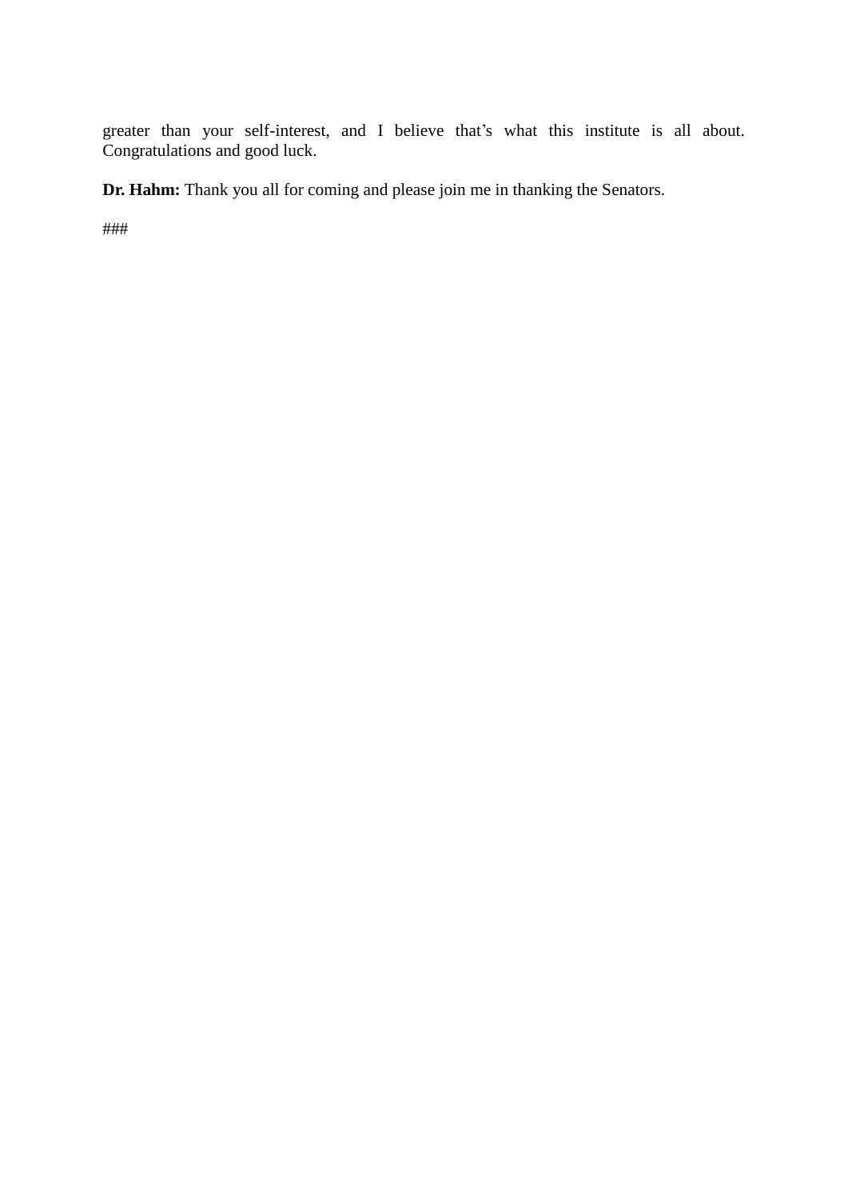greater than your self-interest, and I believe that’s what this institute is all about. Congratulations and good luck.

**Dr. Hahm:** Thank you all for coming and please join me in thanking the Senators.

###